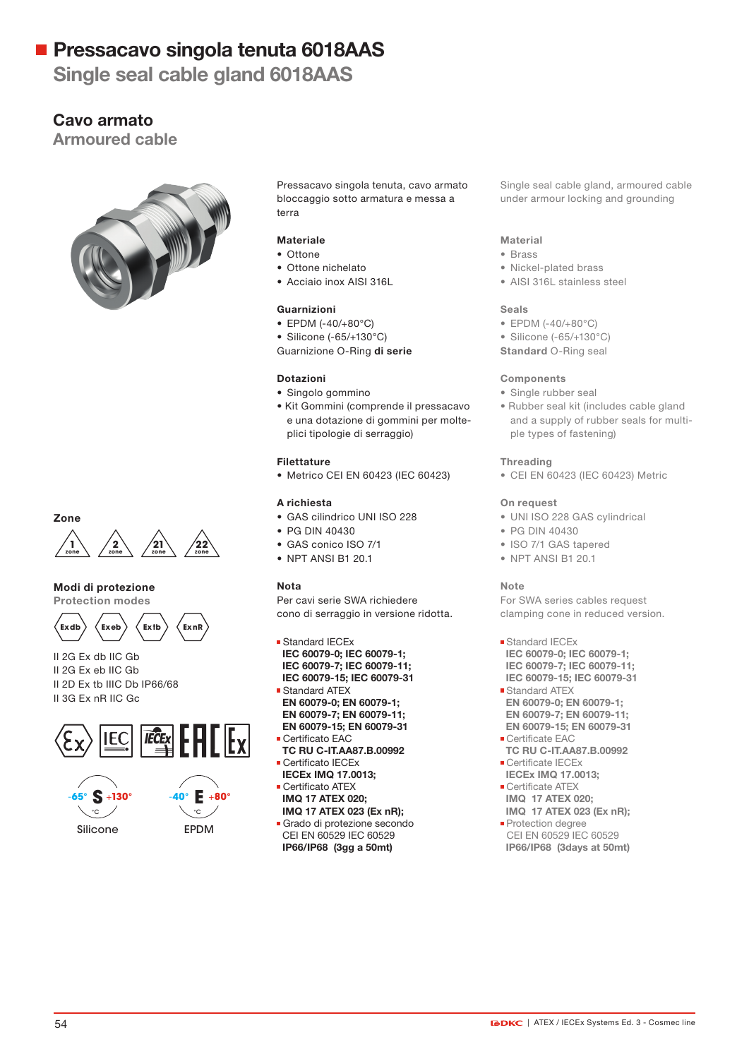# Pressacavo singola tenuta 6018AAS
## Single seal cable gland 6018AAS

### Cavo armato
### Armoured cable

Pressacavo singola tenuta, cavo armato bloccaggio sotto armatura e messa a terra

Single seal cable gland, armoured cable under armour locking and grounding

**Materiale**
- Ottone
- Ottone nichelato
- Acciaio inox AISI 316L

**Material**
- Brass
- Nickel-plated brass
- AISI 316L stainless steel

**Guarnizioni**
- EPDM (-40/+80°C)
- Silicone (-65/+130°C)

Guarnizione O-Ring **di serie**

**Seals**
- EPDM (-40/+80°C)
- Silicone (-65/+130°C)

**Standard** O-Ring seal

**Dotazioni**
- Singolo gommino
- Kit Gommini (comprende il pressacavo e una dotazione di gommini per molteplici tipologie di serraggio)

**Components**
- Single rubber seal
- Rubber seal kit (includes cable gland and a supply of rubber seals for multiple types of fastening)

**Filettature**
- Metrico CEI EN 60423 (IEC 60423)

**Threading**
- CEI EN 60423 (IEC 60423) Metric

**A richiesta**
- GAS cilindrico UNI ISO 228
- PG DIN 40430
- GAS conico ISO 7/1
- NPT ANSI B1 20.1

**On request**
- UNI ISO 228 GAS cylindrical
- PG DIN 40430
- ISO 7/1 GAS tapered
- NPT ANSI B1 20.1

**Nota**
Per cavi serie SWA richiedere cono di serraggio in versione ridotta.

**Note**
For SWA series cables request clamping cone in reduced version.

- Standard IECEx
  **IEC 60079-0; IEC 60079-1; IEC 60079-7; IEC 60079-11; IEC 60079-15; IEC 60079-31**
- Standard ATEX
  **EN 60079-0; EN 60079-1; EN 60079-7; EN 60079-11; EN 60079-15; EN 60079-31**
- Certificato EAC
  **TC RU C-IT.AA87.B.00992**
- Certificato IECEx
  **IECEx IMQ 17.0013;**
- Certificato ATEX
  **IMQ 17 ATEX 020;**
  **IMQ 17 ATEX 023 (Ex nR);**
- Grado di protezione secondo CEI EN 60529 IEC 60529
  **IP66/IP68 (3gg a 50mt)**

- Standard IECEx
  **IEC 60079-0; IEC 60079-1; IEC 60079-7; IEC 60079-11; IEC 60079-15; IEC 60079-31**
- Standard ATEX
  **EN 60079-0; EN 60079-1; EN 60079-7; EN 60079-11; EN 60079-15; EN 60079-31**
- Certificate EAC
  **TC RU C-IT.AA87.B.00992**
- Certificate IECEx
  **IECEx IMQ 17.0013;**
- Certificate ATEX
  **IMQ 17 ATEX 020;**
  **IMQ 17 ATEX 023 (Ex nR);**
- Protection degree
  CEI EN 60529 IEC 60529
  **IP66/IP68 (3days at 50mt)**

**Zone**

1 zone, 2 zone, 21 zone, 22 zone

**Modi di protezione**
**Protection modes**

Ex db, Ex eb, Ex tb, Ex nR

II 2G Ex db IIC Gb
II 2G Ex eb IIC Gb
II 2D Ex tb IIIC Db IP66/68
II 3G Ex nR IIC Gc

-65° S +130° °C — Silicone

-40° E +80° °C — EPDM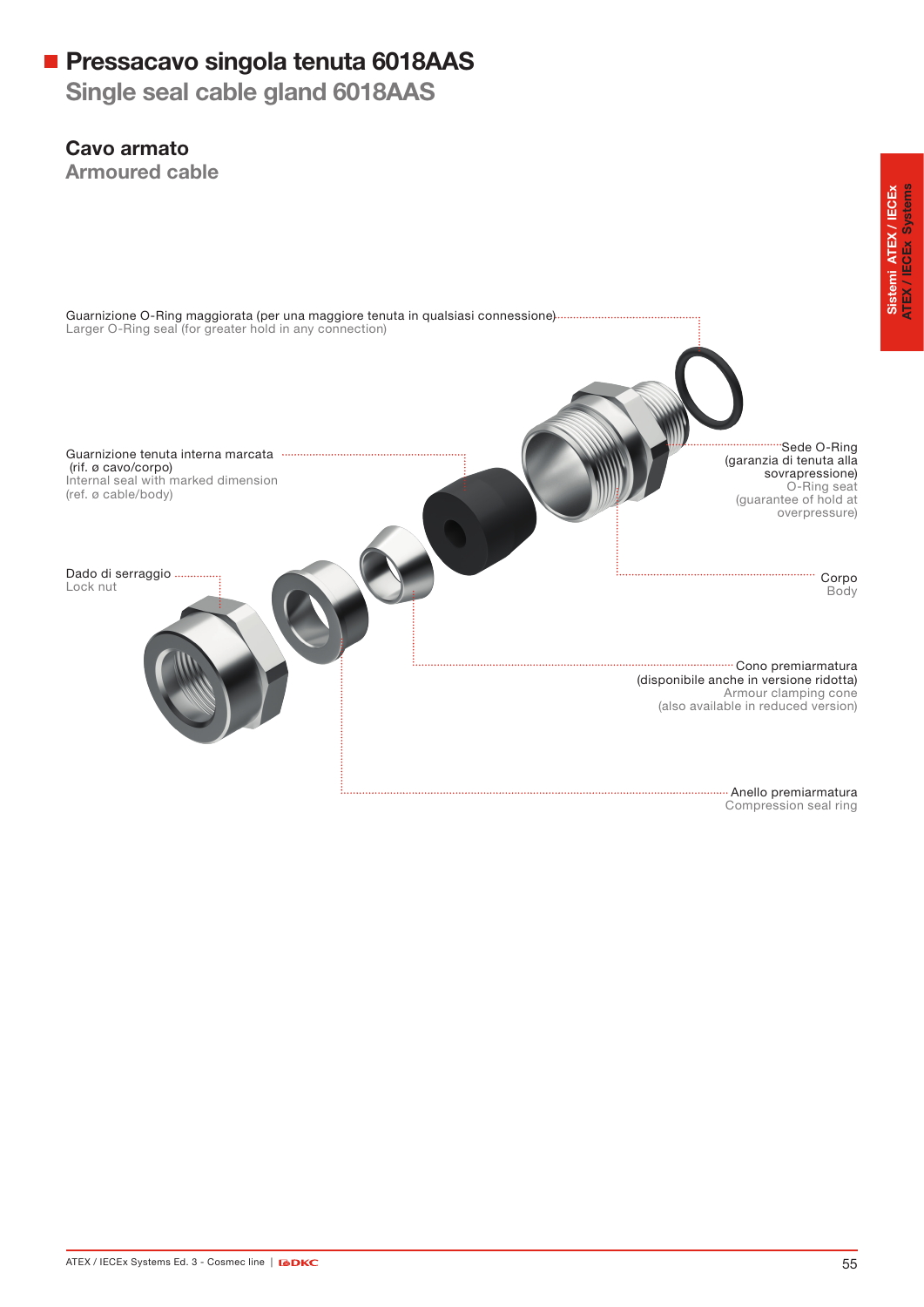# Pressacavo singola tenuta 6018AAS

## Single seal cable gland 6018AAS

### Cavo armato

### Armoured cable

Guarnizione O-Ring maggiorata (per una maggiore tenuta in qualsiasi connessione)
Larger O-Ring seal (for greater hold in any connection)

Guarnizione tenuta interna marcata (rif. ø cavo/corpo)
Internal seal with marked dimension (ref. ø cable/body)

Dado di serraggio
Lock nut

Sede O-Ring (garanzia di tenuta alla sovrapressione)
O-Ring seat (guarantee of hold at overpressure)

Corpo
Body

Cono premiarmatura (disponibile anche in versione ridotta)
Armour clamping cone (also available in reduced version)

Anello premiarmatura
Compression seal ring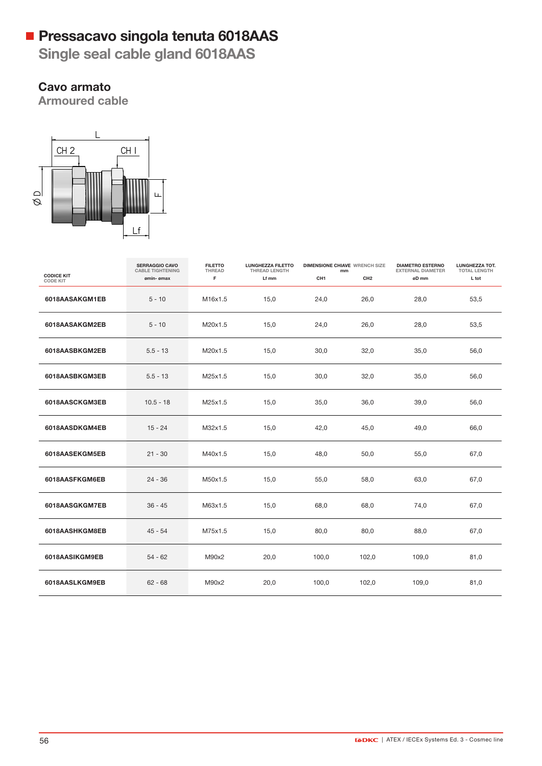# Pressacavo singola tenuta 6018AAS

## Single seal cable gland 6018AAS

### Cavo armato

### Armoured cable

| CODICE KIT<br>CODE KIT | SERRAGGIO CAVO<br>CABLE TIGHTENING<br>ømin- ømax | FILETTO<br>THREAD<br>F | LUNGHEZZA FILETTO<br>THREAD LENGTH<br>Lf mm | DIMENSIONE CHIAVE WRENCH SIZE mm<br>CH1 | <br>CH2 | DIAMETRO ESTERNO<br>EXTERNAL DIAMETER<br>øD mm | LUNGHEZZA TOT.<br>TOTAL LENGTH<br>L tot |
|---|---|---|---|---|---|---|---|
| 6018AASAKGM1EB | 5 - 10 | M16x1.5 | 15,0 | 24,0 | 26,0 | 28,0 | 53,5 |
| 6018AASAKGM2EB | 5 - 10 | M20x1.5 | 15,0 | 24,0 | 26,0 | 28,0 | 53,5 |
| 6018AASBKGM2EB | 5.5 - 13 | M20x1.5 | 15,0 | 30,0 | 32,0 | 35,0 | 56,0 |
| 6018AASBKGM3EB | 5.5 - 13 | M25x1.5 | 15,0 | 30,0 | 32,0 | 35,0 | 56,0 |
| 6018AASCKGM3EB | 10.5 - 18 | M25x1.5 | 15,0 | 35,0 | 36,0 | 39,0 | 56,0 |
| 6018AASDKGM4EB | 15 - 24 | M32x1.5 | 15,0 | 42,0 | 45,0 | 49,0 | 66,0 |
| 6018AASEKGM5EB | 21 - 30 | M40x1.5 | 15,0 | 48,0 | 50,0 | 55,0 | 67,0 |
| 6018AASFKGM6EB | 24 - 36 | M50x1.5 | 15,0 | 55,0 | 58,0 | 63,0 | 67,0 |
| 6018AASGKGM7EB | 36 - 45 | M63x1.5 | 15,0 | 68,0 | 68,0 | 74,0 | 67,0 |
| 6018AASHKGM8EB | 45 - 54 | M75x1.5 | 15,0 | 80,0 | 80,0 | 88,0 | 67,0 |
| 6018AASIKGM9EB | 54 - 62 | M90x2 | 20,0 | 100,0 | 102,0 | 109,0 | 81,0 |
| 6018AASLKGM9EB | 62 - 68 | M90x2 | 20,0 | 100,0 | 102,0 | 109,0 | 81,0 |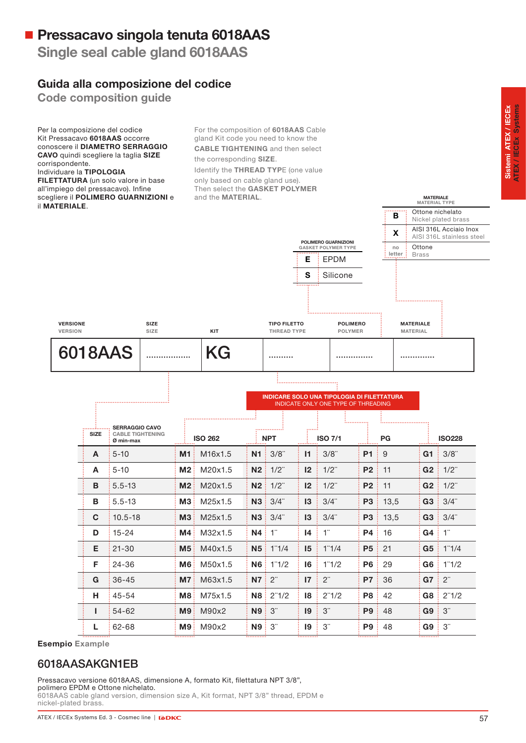# Pressacavo singola tenuta 6018AAS

## Single seal cable gland 6018AAS

### Guida alla composizione del codice

### Code composition guide

Per la composizione del codice Kit Pressacavo **6018AAS** occorre conoscere il **DIAMETRO SERRAGGIO CAVO** quindi scegliere la taglia **SIZE** corrispondente.
Individuare la **TIPOLOGIA FILETTATURA** (un solo valore in base all'impiego del pressacavo). Infine scegliere il **POLIMERO GUARNIZIONI** e il **MATERIALE**.

For the composition of **6018AAS** Cable gland Kit code you need to know the **CABLE TIGHTENING** and then select the corresponding **SIZE**.
Identify the **THREAD TYPE** (one value only based on cable gland use).
Then select the **GASKET POLYMER** and the **MATERIAL**.

**MATERIALE** / MATERIAL TYPE

| | |
|---|---|
| **B** | Ottone nichelato / Nickel plated brass |
| **X** | AISI 316L Acciaio Inox / AISI 316L stainless steel |
| no letter | Ottone / Brass |

**POLIMERO GUARNIZIONI** / GASKET POLYMER TYPE

| | |
|---|---|
| **E** | EPDM |
| **S** | Silicone |

| VERSIONE / VERSION | SIZE / SIZE | KIT | TIPO FILETTO / THREAD TYPE | POLIMERO / POLYMER | MATERIALE / MATERIAL |
|---|---|---|---|---|---|
| 6018AAS | .................. | KG | .......... | ............... | .............. |

**INDICARE SOLO UNA TIPOLOGIA DI FILETTATURA**
INDICATE ONLY ONE TYPE OF THREADING

| SIZE | SERRAGGIO CAVO / CABLE TIGHTENING Ø min-max | ISO 262 | | NPT | | ISO 7/1 | | PG | | ISO228 | |
|---|---|---|---|---|---|---|---|---|---|---|---|
| **A** | 5-10 | **M1** | M16x1.5 | **N1** | 3/8" | **I1** | 3/8" | **P1** | 9 | **G1** | 3/8" |
| **A** | 5-10 | **M2** | M20x1.5 | **N2** | 1/2" | **I2** | 1/2" | **P2** | 11 | **G2** | 1/2" |
| **B** | 5.5-13 | **M2** | M20x1.5 | **N2** | 1/2" | **I2** | 1/2" | **P2** | 11 | **G2** | 1/2" |
| **B** | 5.5-13 | **M3** | M25x1.5 | **N3** | 3/4" | **I3** | 3/4" | **P3** | 13,5 | **G3** | 3/4" |
| **C** | 10.5-18 | **M3** | M25x1.5 | **N3** | 3/4" | **I3** | 3/4" | **P3** | 13,5 | **G3** | 3/4" |
| **D** | 15-24 | **M4** | M32x1.5 | **N4** | 1" | **I4** | 1" | **P4** | 16 | **G4** | 1" |
| **E** | 21-30 | **M5** | M40x1.5 | **N5** | 1"1/4 | **I5** | 1"1/4 | **P5** | 21 | **G5** | 1"1/4 |
| **F** | 24-36 | **M6** | M50x1.5 | **N6** | 1"1/2 | **I6** | 1"1/2 | **P6** | 29 | **G6** | 1"1/2 |
| **G** | 36-45 | **M7** | M63x1.5 | **N7** | 2" | **I7** | 2" | **P7** | 36 | **G7** | 2" |
| **H** | 45-54 | **M8** | M75x1.5 | **N8** | 2"1/2 | **I8** | 2"1/2 | **P8** | 42 | **G8** | 2"1/2 |
| **I** | 54-62 | **M9** | M90x2 | **N9** | 3" | **I9** | 3" | **P9** | 48 | **G9** | 3" |
| **L** | 62-68 | **M9** | M90x2 | **N9** | 3" | **I9** | 3" | **P9** | 48 | **G9** | 3" |

**Esempio** Example

## 6018AASAKGN1EB

Pressacavo versione 6018AAS, dimensione A, formato Kit, filettatura NPT 3/8", polimero EPDM e Ottone nichelato.
6018AAS cable gland version, dimension size A, Kit format, NPT 3/8" thread, EPDM e nickel-plated brass.